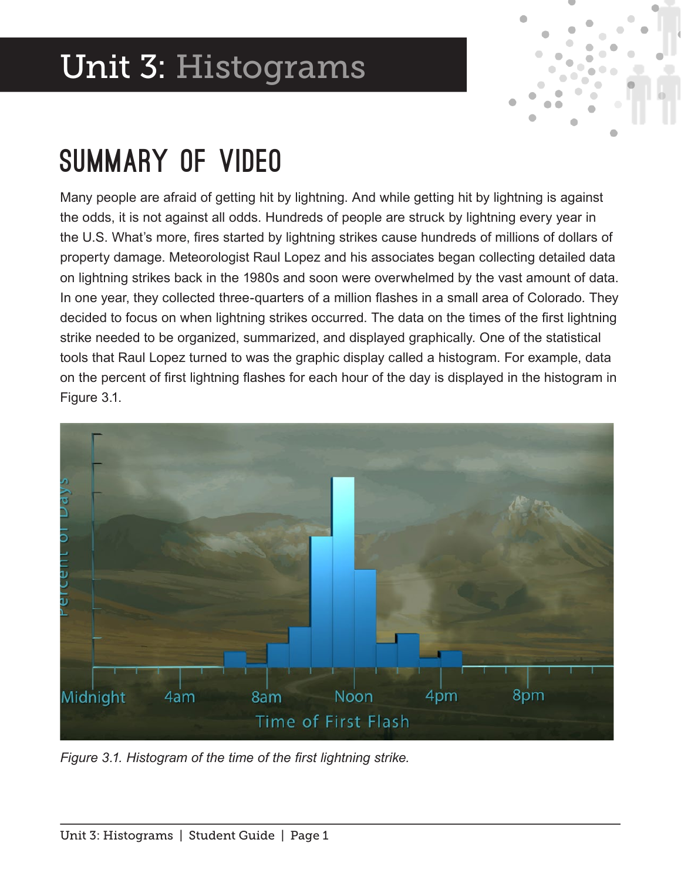# Unit 3: Histograms

## SUMMARY OF VIDEO

Many people are afraid of getting hit by lightning. And while getting hit by lightning is against the odds, it is not against all odds. Hundreds of people are struck by lightning every year in the U.S. What's more, fires started by lightning strikes cause hundreds of millions of dollars of property damage. Meteorologist Raul Lopez and his associates began collecting detailed data on lightning strikes back in the 1980s and soon were overwhelmed by the vast amount of data. In one year, they collected three-quarters of a million flashes in a small area of Colorado. They decided to focus on when lightning strikes occurred. The data on the times of the first lightning strike needed to be organized, summarized, and displayed graphically. One of the statistical tools that Raul Lopez turned to was the graphic display called a histogram. For example, data on the percent of first lightning flashes for each hour of the day is displayed in the histogram in Figure 3.1.

*Figure 3.1. Histogram of the time of the first lightning strike.*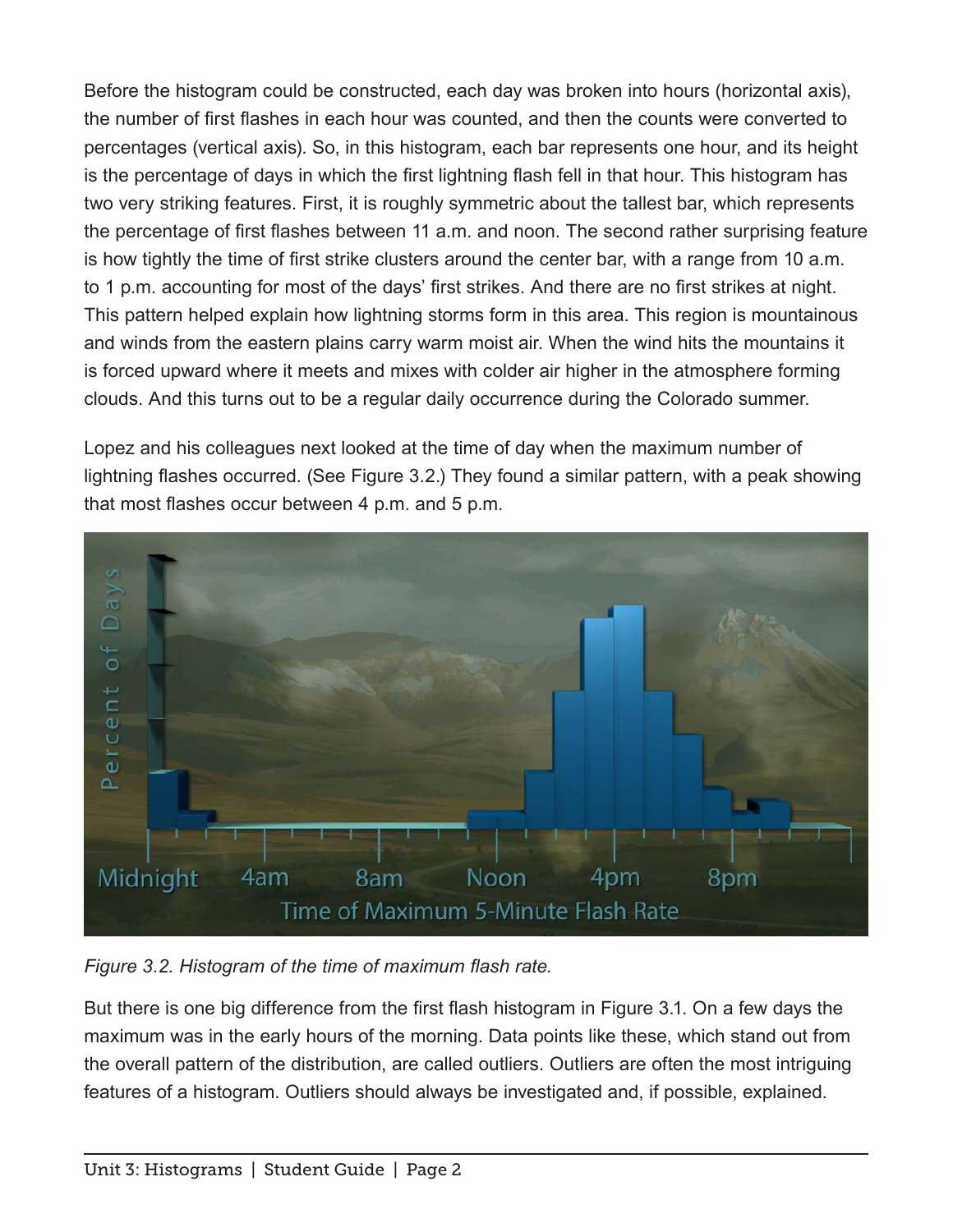Before the histogram could be constructed, each day was broken into hours (horizontal axis), the number of first flashes in each hour was counted, and then the counts were converted to percentages (vertical axis). So, in this histogram, each bar represents one hour, and its height is the percentage of days in which the first lightning flash fell in that hour. This histogram has two very striking features. First, it is roughly symmetric about the tallest bar, which represents the percentage of first flashes between 11 a.m. and noon. The second rather surprising feature is how tightly the time of first strike clusters around the center bar, with a range from 10 a.m. to 1 p.m. accounting for most of the days' first strikes. And there are no first strikes at night. This pattern helped explain how lightning storms form in this area. This region is mountainous and winds from the eastern plains carry warm moist air. When the wind hits the mountains it is forced upward where it meets and mixes with colder air higher in the atmosphere forming clouds. And this turns out to be a regular daily occurrence during the Colorado summer.

Lopez and his colleagues next looked at the time of day when the maximum number of lightning flashes occurred. (See Figure 3.2.) They found a similar pattern, with a peak showing that most flashes occur between 4 p.m. and 5 p.m.

*Figure 3.2. Histogram of the time of maximum flash rate.*

But there is one big difference from the first flash histogram in Figure 3.1. On a few days the maximum was in the early hours of the morning. Data points like these, which stand out from the overall pattern of the distribution, are called outliers. Outliers are often the most intriguing features of a histogram. Outliers should always be investigated and, if possible, explained.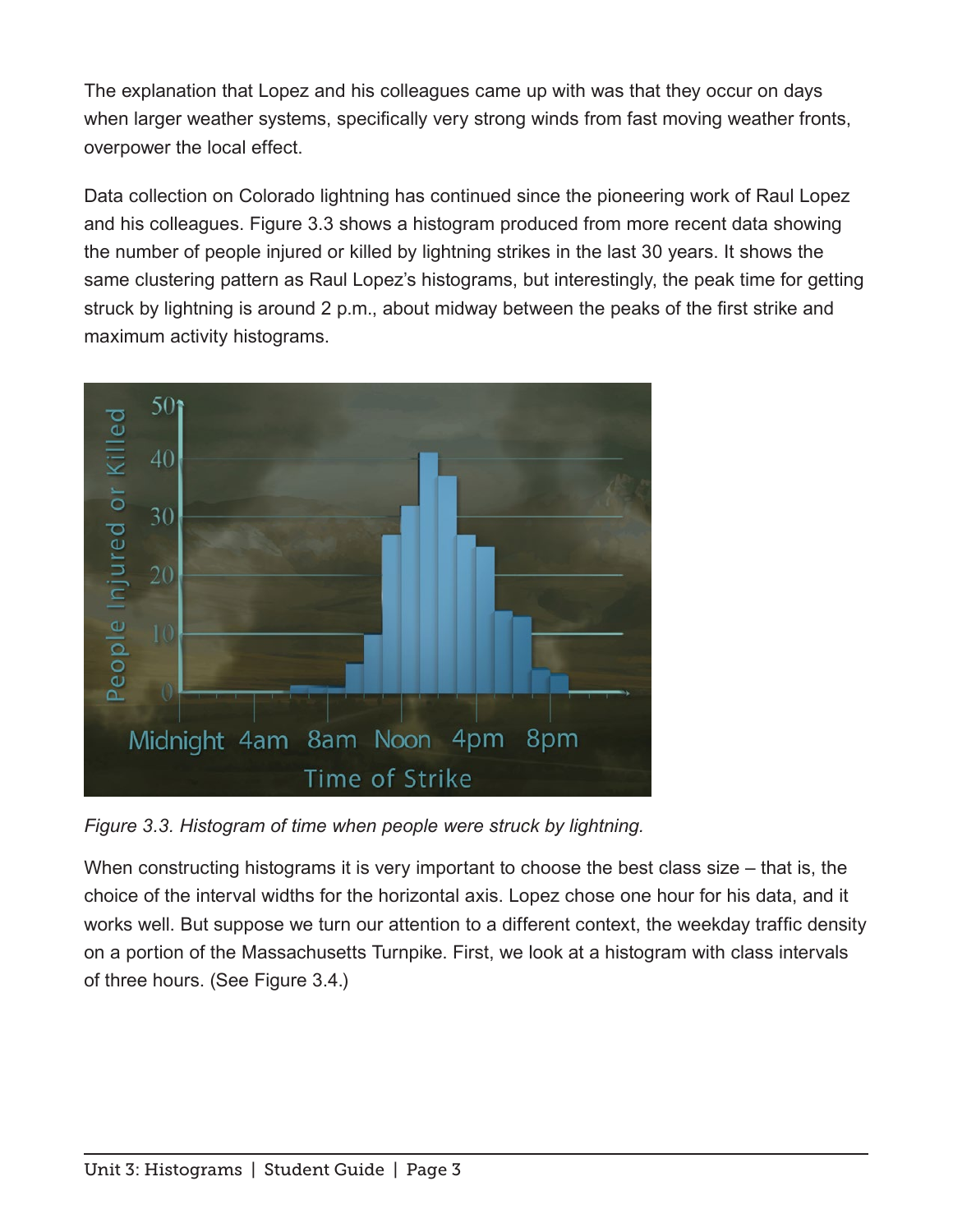The explanation that Lopez and his colleagues came up with was that they occur on days when larger weather systems, specifically very strong winds from fast moving weather fronts, overpower the local effect.

Data collection on Colorado lightning has continued since the pioneering work of Raul Lopez and his colleagues. Figure 3.3 shows a histogram produced from more recent data showing the number of people injured or killed by lightning strikes in the last 30 years. It shows the same clustering pattern as Raul Lopez's histograms, but interestingly, the peak time for getting struck by lightning is around 2 p.m., about midway between the peaks of the first strike and maximum activity histograms.

*Figure 3.3. Histogram of time when people were struck by lightning.*

When constructing histograms it is very important to choose the best class size – that is, the choice of the interval widths for the horizontal axis. Lopez chose one hour for his data, and it works well. But suppose we turn our attention to a different context, the weekday traffic density on a portion of the Massachusetts Turnpike. First, we look at a histogram with class intervals of three hours. (See Figure 3.4.)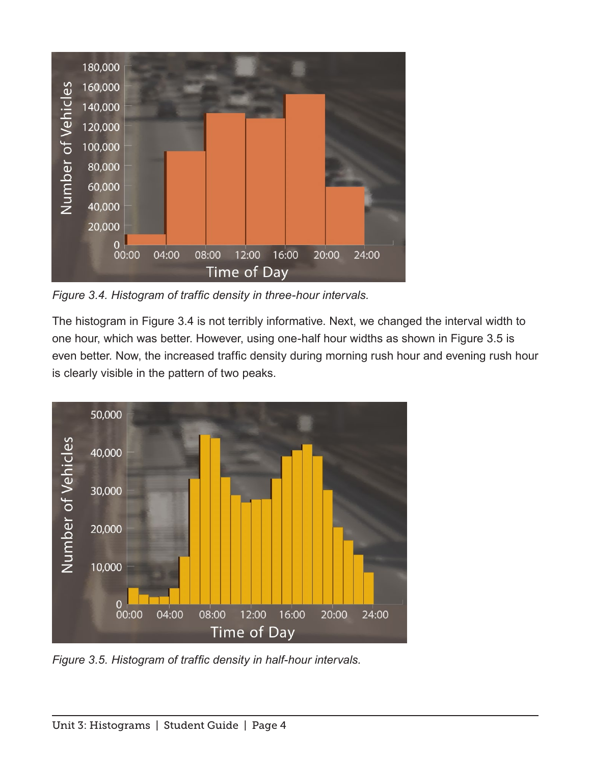*Figure 3.4. Histogram of traffic density in three-hour intervals.*

The histogram in Figure 3.4 is not terribly informative. Next, we changed the interval width to one hour, which was better. However, using one-half hour widths as shown in Figure 3.5 is even better. Now, the increased traffic density during morning rush hour and evening rush hour is clearly visible in the pattern of two peaks.

*Figure 3.5. Histogram of traffic density in half-hour intervals.*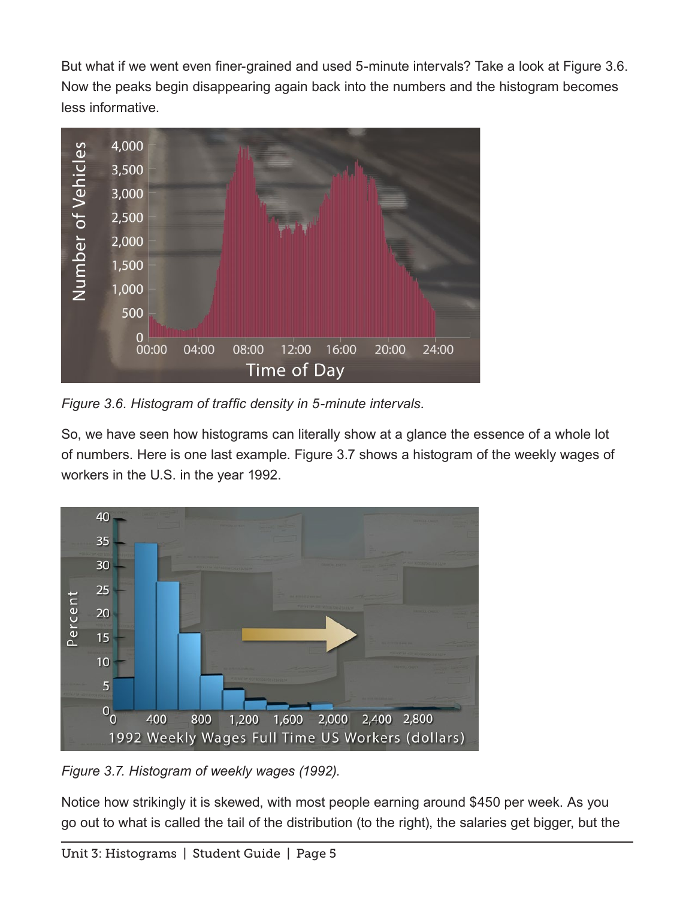But what if we went even finer-grained and used 5-minute intervals? Take a look at Figure 3.6. Now the peaks begin disappearing again back into the numbers and the histogram becomes less informative.

*Figure 3.6. Histogram of traffic density in 5-minute intervals.*

So, we have seen how histograms can literally show at a glance the essence of a whole lot of numbers. Here is one last example. Figure 3.7 shows a histogram of the weekly wages of workers in the U.S. in the year 1992.

*Figure 3.7. Histogram of weekly wages (1992).*

Notice how strikingly it is skewed, with most people earning around $450 per week. As you go out to what is called the tail of the distribution (to the right), the salaries get bigger, but the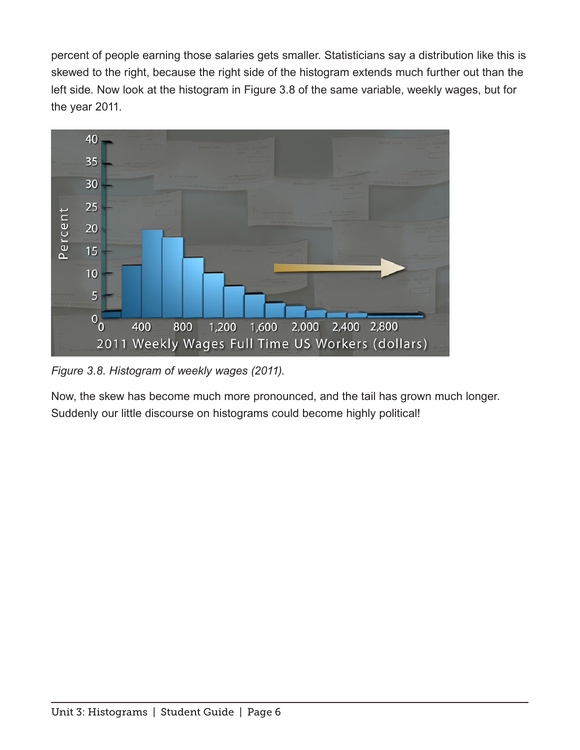percent of people earning those salaries gets smaller. Statisticians say a distribution like this is skewed to the right, because the right side of the histogram extends much further out than the left side. Now look at the histogram in Figure 3.8 of the same variable, weekly wages, but for the year 2011.

*Figure 3.8. Histogram of weekly wages (2011).*

Now, the skew has become much more pronounced, and the tail has grown much longer. Suddenly our little discourse on histograms could become highly political!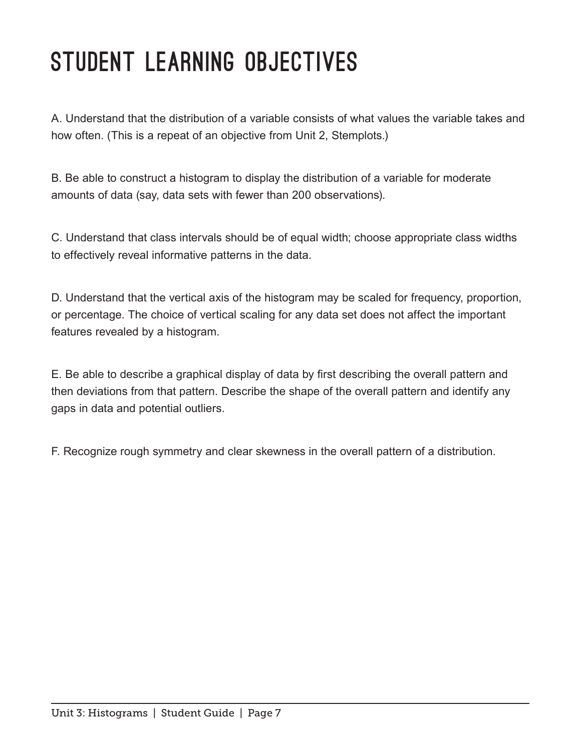# STUDENT LEARNING OBJECTIVES

A. Understand that the distribution of a variable consists of what values the variable takes and how often. (This is a repeat of an objective from Unit 2, Stemplots.)

B. Be able to construct a histogram to display the distribution of a variable for moderate amounts of data (say, data sets with fewer than 200 observations).

C. Understand that class intervals should be of equal width; choose appropriate class widths to effectively reveal informative patterns in the data.

D. Understand that the vertical axis of the histogram may be scaled for frequency, proportion, or percentage. The choice of vertical scaling for any data set does not affect the important features revealed by a histogram.

E. Be able to describe a graphical display of data by first describing the overall pattern and then deviations from that pattern. Describe the shape of the overall pattern and identify any gaps in data and potential outliers.

F. Recognize rough symmetry and clear skewness in the overall pattern of a distribution.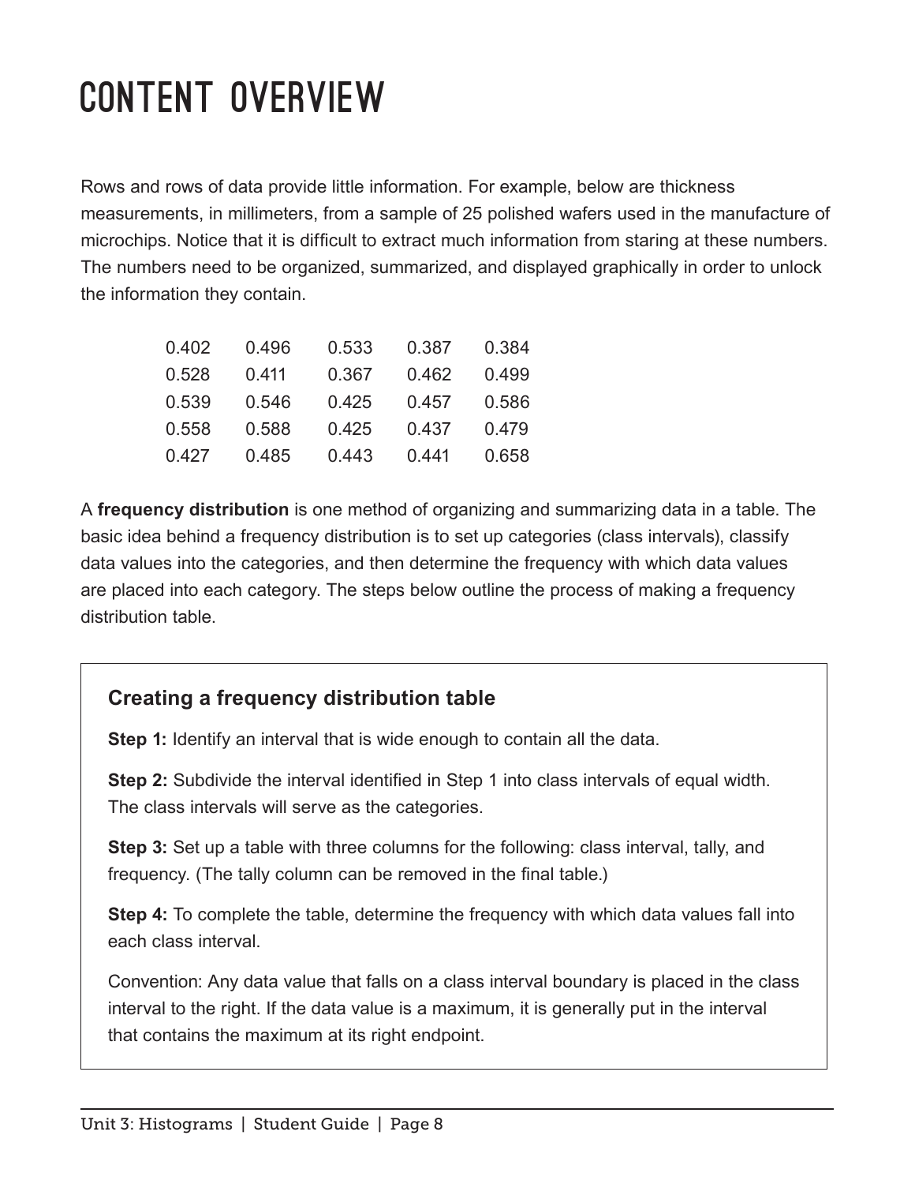# CONTENT OVERVIEW

Rows and rows of data provide little information. For example, below are thickness measurements, in millimeters, from a sample of 25 polished wafers used in the manufacture of microchips. Notice that it is difficult to extract much information from staring at these numbers. The numbers need to be organized, summarized, and displayed graphically in order to unlock the information they contain.

| | | | | |
|---|---|---|---|---|
| 0.402 | 0.496 | 0.533 | 0.387 | 0.384 |
| 0.528 | 0.411 | 0.367 | 0.462 | 0.499 |
| 0.539 | 0.546 | 0.425 | 0.457 | 0.586 |
| 0.558 | 0.588 | 0.425 | 0.437 | 0.479 |
| 0.427 | 0.485 | 0.443 | 0.441 | 0.658 |

A **frequency distribution** is one method of organizing and summarizing data in a table. The basic idea behind a frequency distribution is to set up categories (class intervals), classify data values into the categories, and then determine the frequency with which data values are placed into each category. The steps below outline the process of making a frequency distribution table.

### Creating a frequency distribution table

**Step 1:** Identify an interval that is wide enough to contain all the data.

**Step 2:** Subdivide the interval identified in Step 1 into class intervals of equal width. The class intervals will serve as the categories.

**Step 3:** Set up a table with three columns for the following: class interval, tally, and frequency. (The tally column can be removed in the final table.)

**Step 4:** To complete the table, determine the frequency with which data values fall into each class interval.

Convention: Any data value that falls on a class interval boundary is placed in the class interval to the right. If the data value is a maximum, it is generally put in the interval that contains the maximum at its right endpoint.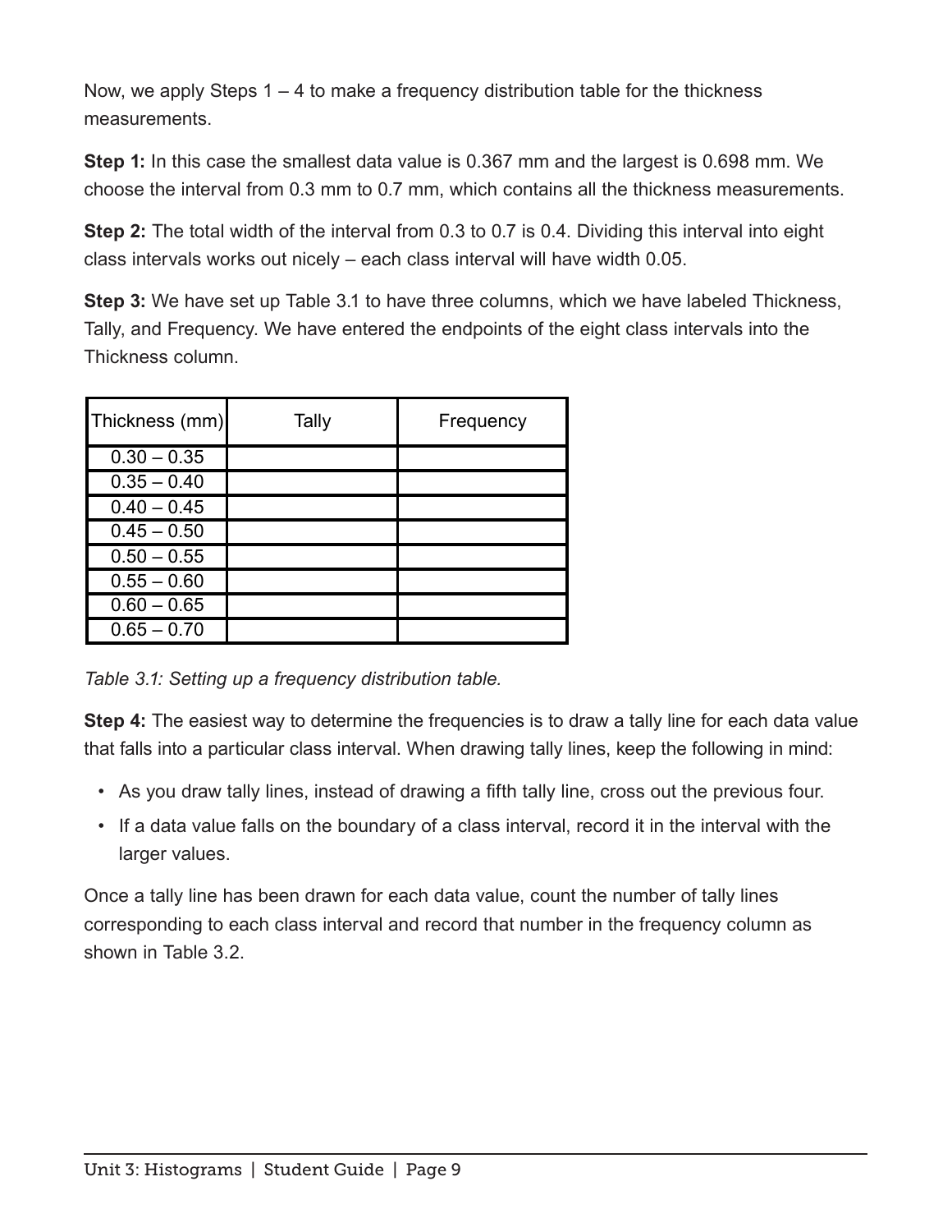Now, we apply Steps 1 – 4 to make a frequency distribution table for the thickness measurements.

**Step 1:** In this case the smallest data value is 0.367 mm and the largest is 0.698 mm. We choose the interval from 0.3 mm to 0.7 mm, which contains all the thickness measurements.

**Step 2:** The total width of the interval from 0.3 to 0.7 is 0.4. Dividing this interval into eight class intervals works out nicely – each class interval will have width 0.05.

**Step 3:** We have set up Table 3.1 to have three columns, which we have labeled Thickness, Tally, and Frequency. We have entered the endpoints of the eight class intervals into the Thickness column.

| Thickness (mm) | Tally | Frequency |
|---|---|---|
| 0.30 – 0.35 | | |
| 0.35 – 0.40 | | |
| 0.40 – 0.45 | | |
| 0.45 – 0.50 | | |
| 0.50 – 0.55 | | |
| 0.55 – 0.60 | | |
| 0.60 – 0.65 | | |
| 0.65 – 0.70 | | |

*Table 3.1: Setting up a frequency distribution table.*

**Step 4:** The easiest way to determine the frequencies is to draw a tally line for each data value that falls into a particular class interval. When drawing tally lines, keep the following in mind:

- As you draw tally lines, instead of drawing a fifth tally line, cross out the previous four.
- If a data value falls on the boundary of a class interval, record it in the interval with the larger values.

Once a tally line has been drawn for each data value, count the number of tally lines corresponding to each class interval and record that number in the frequency column as shown in Table 3.2.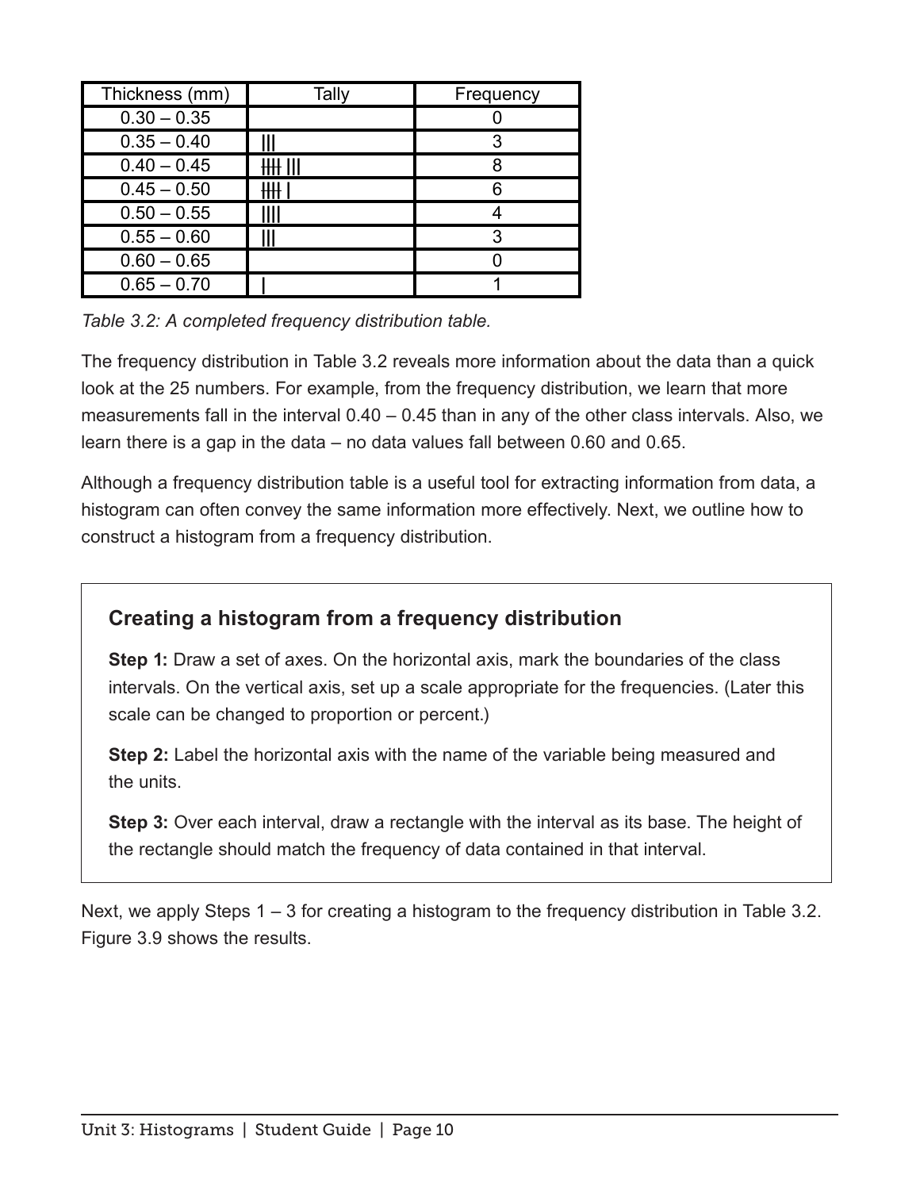| Thickness (mm) | Tally | Frequency |
|---|---|---|
| 0.30 – 0.35 | | 0 |
| 0.35 – 0.40 | ||| | 3 |
| 0.40 – 0.45 | ~~||||~~ ||| | 8 |
| 0.45 – 0.50 | ~~||||~~ | | 6 |
| 0.50 – 0.55 | |||| | 4 |
| 0.55 – 0.60 | ||| | 3 |
| 0.60 – 0.65 | | 0 |
| 0.65 – 0.70 | | | 1 |

*Table 3.2: A completed frequency distribution table.*

The frequency distribution in Table 3.2 reveals more information about the data than a quick look at the 25 numbers. For example, from the frequency distribution, we learn that more measurements fall in the interval 0.40 – 0.45 than in any of the other class intervals. Also, we learn there is a gap in the data – no data values fall between 0.60 and 0.65.

Although a frequency distribution table is a useful tool for extracting information from data, a histogram can often convey the same information more effectively. Next, we outline how to construct a histogram from a frequency distribution.

### Creating a histogram from a frequency distribution

**Step 1:** Draw a set of axes. On the horizontal axis, mark the boundaries of the class intervals. On the vertical axis, set up a scale appropriate for the frequencies. (Later this scale can be changed to proportion or percent.)

**Step 2:** Label the horizontal axis with the name of the variable being measured and the units.

**Step 3:** Over each interval, draw a rectangle with the interval as its base. The height of the rectangle should match the frequency of data contained in that interval.

Next, we apply Steps 1 – 3 for creating a histogram to the frequency distribution in Table 3.2. Figure 3.9 shows the results.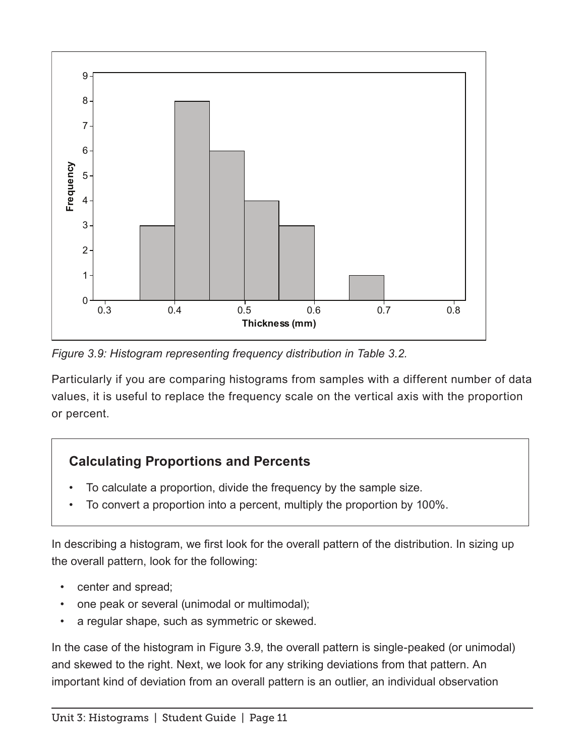*Figure 3.9: Histogram representing frequency distribution in Table 3.2.*

Particularly if you are comparing histograms from samples with a different number of data values, it is useful to replace the frequency scale on the vertical axis with the proportion or percent.

### Calculating Proportions and Percents

- To calculate a proportion, divide the frequency by the sample size.
- To convert a proportion into a percent, multiply the proportion by 100%.

In describing a histogram, we first look for the overall pattern of the distribution. In sizing up the overall pattern, look for the following:

- center and spread;
- one peak or several (unimodal or multimodal);
- a regular shape, such as symmetric or skewed.

In the case of the histogram in Figure 3.9, the overall pattern is single-peaked (or unimodal) and skewed to the right. Next, we look for any striking deviations from that pattern. An important kind of deviation from an overall pattern is an outlier, an individual observation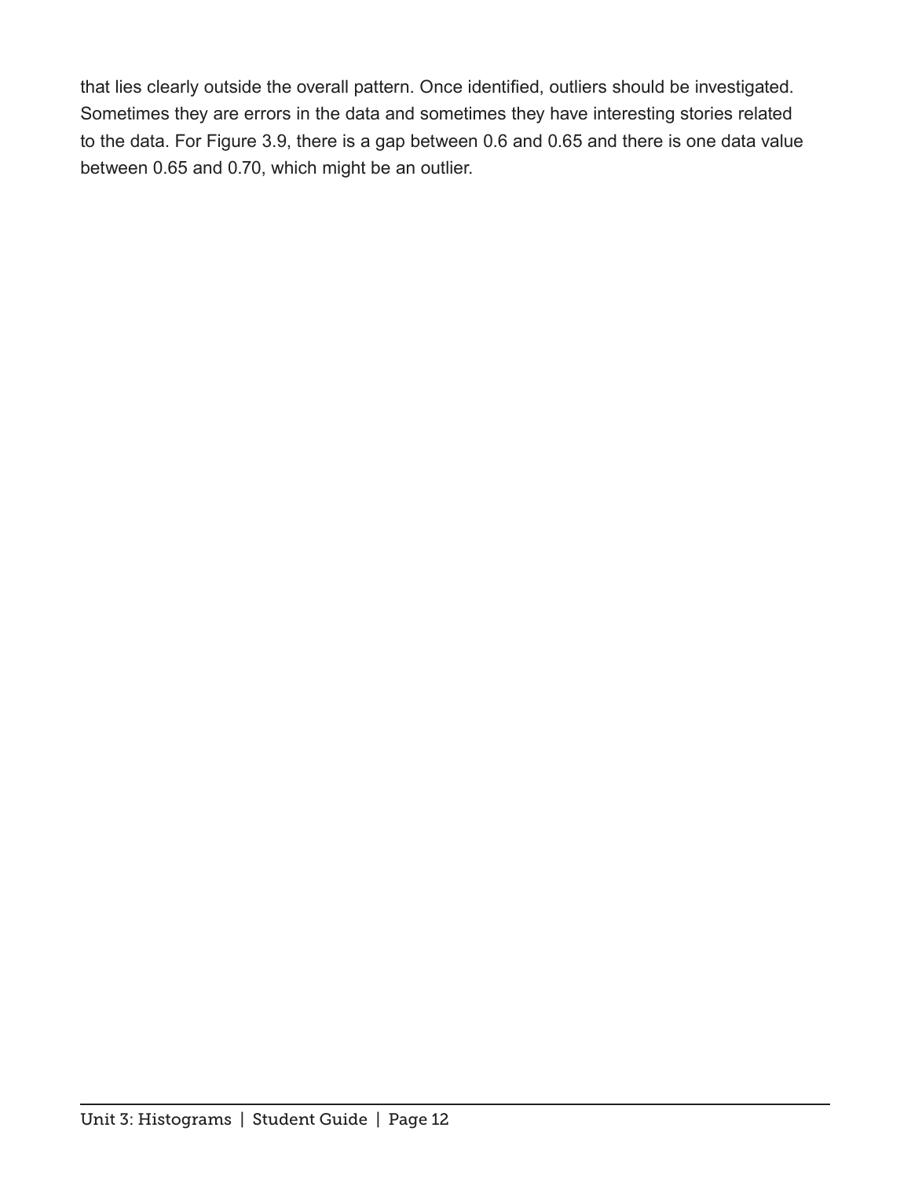that lies clearly outside the overall pattern. Once identified, outliers should be investigated. Sometimes they are errors in the data and sometimes they have interesting stories related to the data. For Figure 3.9, there is a gap between 0.6 and 0.65 and there is one data value between 0.65 and 0.70, which might be an outlier.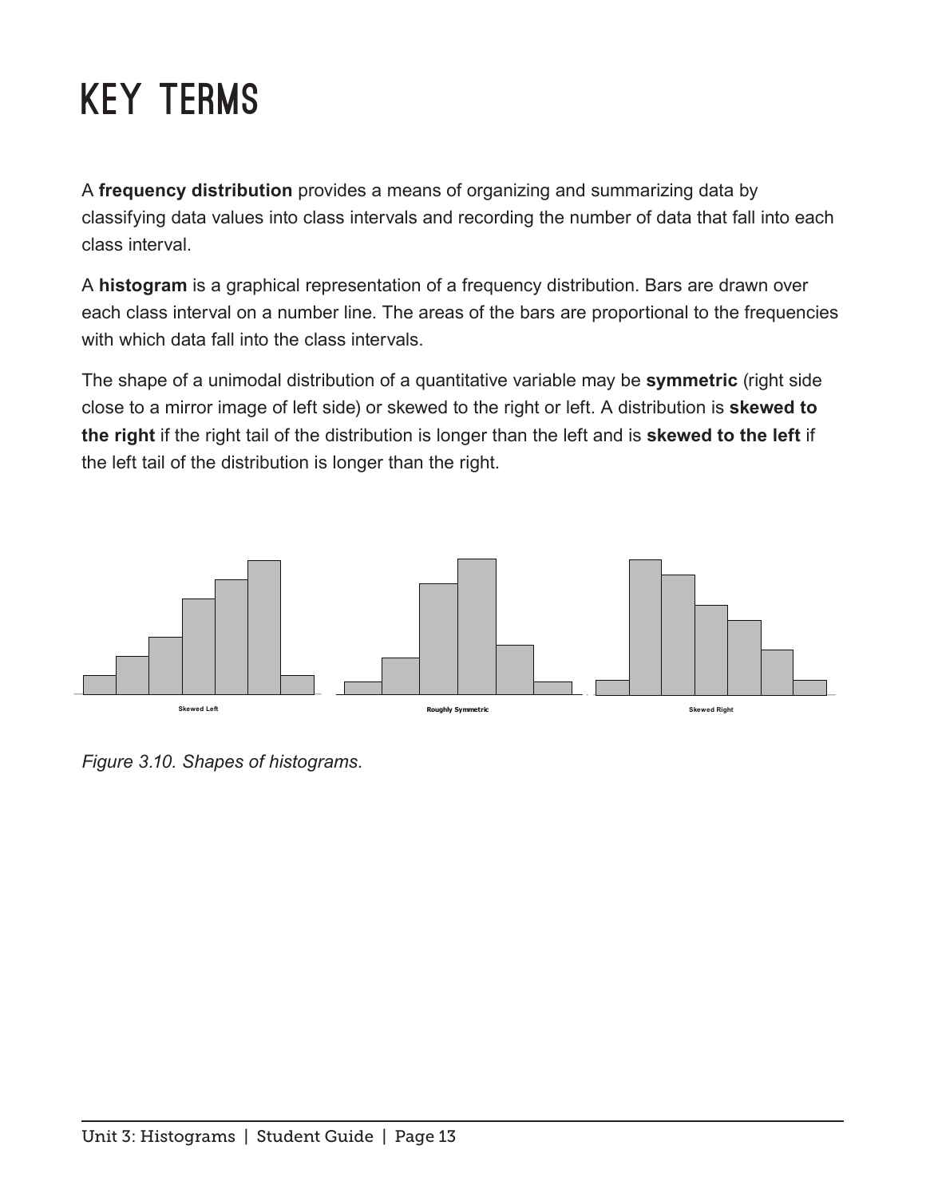# KEY TERMS

A **frequency distribution** provides a means of organizing and summarizing data by classifying data values into class intervals and recording the number of data that fall into each class interval.

A **histogram** is a graphical representation of a frequency distribution. Bars are drawn over each class interval on a number line. The areas of the bars are proportional to the frequencies with which data fall into the class intervals.

The shape of a unimodal distribution of a quantitative variable may be **symmetric** (right side close to a mirror image of left side) or skewed to the right or left. A distribution is **skewed to the right** if the right tail of the distribution is longer than the left and is **skewed to the left** if the left tail of the distribution is longer than the right.

Skewed Left

Roughly Symmetric

Skewed Right

*Figure 3.10. Shapes of histograms.*